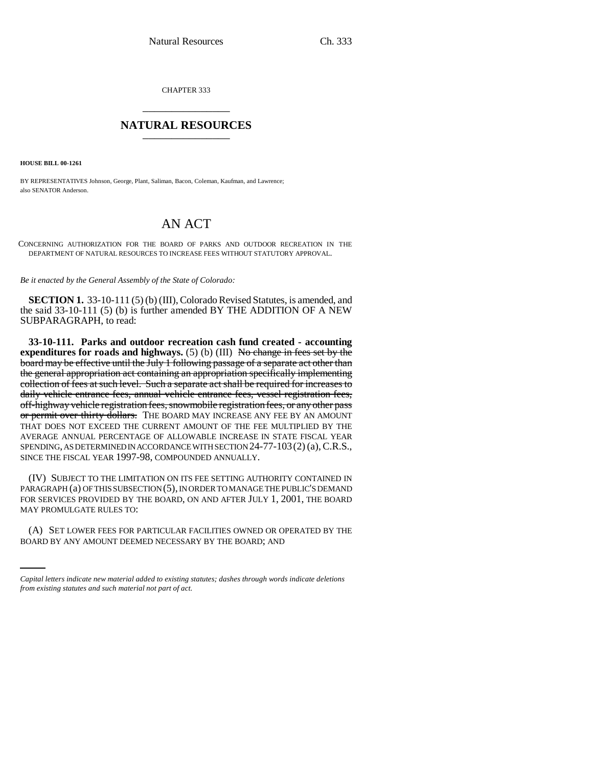CHAPTER 333

# NATURAL RESOURCES

**HOUSE BILL 00-1261**

BY REPRESENTATIVES Johnson, George, Plant, Saliman, Bacon, Coleman, Kaufman, and Lawrence; also SENATOR Anderson.

# AN ACT

CONCERNING AUTHORIZATION FOR THE BOARD OF PARKS AND OUTDOOR RECREATION IN THE DEPARTMENT OF NATURAL RESOURCES TO INCREASE FEES WITHOUT STATUTORY APPROVAL.

*Be it enacted by the General Assembly of the State of Colorado:*

**SECTION 1.** 33-10-111 (5) (b) (III), Colorado Revised Statutes, is amended, and the said 33-10-111 (5) (b) is further amended BY THE ADDITION OF A NEW SUBPARAGRAPH, to read:

**33-10-111. Parks and outdoor recreation cash fund created - accounting expenditures for roads and highways.** (5) (b) (III) ~~No change in fees set by the board may be effective until the July 1 following passage of a separate act other than the general appropriation act containing an appropriation specifically implementing collection of fees at such level. Such a separate act shall be required for increases to daily vehicle entrance fees, annual vehicle entrance fees, vessel registration fees, off-highway vehicle registration fees, snowmobile registration fees, or any other pass or permit over thirty dollars.~~ THE BOARD MAY INCREASE ANY FEE BY AN AMOUNT THAT DOES NOT EXCEED THE CURRENT AMOUNT OF THE FEE MULTIPLIED BY THE AVERAGE ANNUAL PERCENTAGE OF ALLOWABLE INCREASE IN STATE FISCAL YEAR SPENDING, AS DETERMINED IN ACCORDANCE WITH SECTION 24-77-103 (2) (a), C.R.S., SINCE THE FISCAL YEAR 1997-98, COMPOUNDED ANNUALLY.

(IV) SUBJECT TO THE LIMITATION ON ITS FEE SETTING AUTHORITY CONTAINED IN PARAGRAPH (a) OF THIS SUBSECTION (5), IN ORDER TO MANAGE THE PUBLIC'S DEMAND FOR SERVICES PROVIDED BY THE BOARD, ON AND AFTER JULY 1, 2001, THE BOARD MAY PROMULGATE RULES TO:

(A) SET LOWER FEES FOR PARTICULAR FACILITIES OWNED OR OPERATED BY THE BOARD BY ANY AMOUNT DEEMED NECESSARY BY THE BOARD; AND

*Capital letters indicate new material added to existing statutes; dashes through words indicate deletions from existing statutes and such material not part of act.*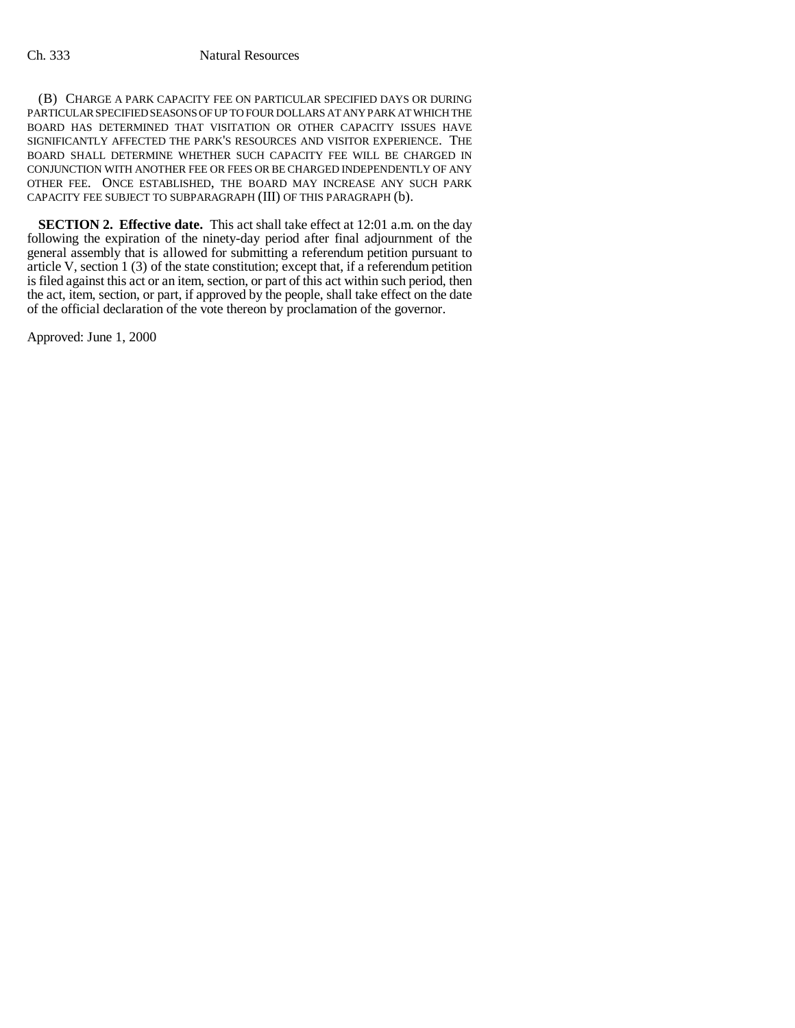(B) CHARGE A PARK CAPACITY FEE ON PARTICULAR SPECIFIED DAYS OR DURING PARTICULAR SPECIFIED SEASONS OF UP TO FOUR DOLLARS AT ANY PARK AT WHICH THE BOARD HAS DETERMINED THAT VISITATION OR OTHER CAPACITY ISSUES HAVE SIGNIFICANTLY AFFECTED THE PARK'S RESOURCES AND VISITOR EXPERIENCE. THE BOARD SHALL DETERMINE WHETHER SUCH CAPACITY FEE WILL BE CHARGED IN CONJUNCTION WITH ANOTHER FEE OR FEES OR BE CHARGED INDEPENDENTLY OF ANY OTHER FEE. ONCE ESTABLISHED, THE BOARD MAY INCREASE ANY SUCH PARK CAPACITY FEE SUBJECT TO SUBPARAGRAPH (III) OF THIS PARAGRAPH (b).

**SECTION 2. Effective date.** This act shall take effect at 12:01 a.m. on the day following the expiration of the ninety-day period after final adjournment of the general assembly that is allowed for submitting a referendum petition pursuant to article V, section 1 (3) of the state constitution; except that, if a referendum petition is filed against this act or an item, section, or part of this act within such period, then the act, item, section, or part, if approved by the people, shall take effect on the date of the official declaration of the vote thereon by proclamation of the governor.

Approved: June 1, 2000